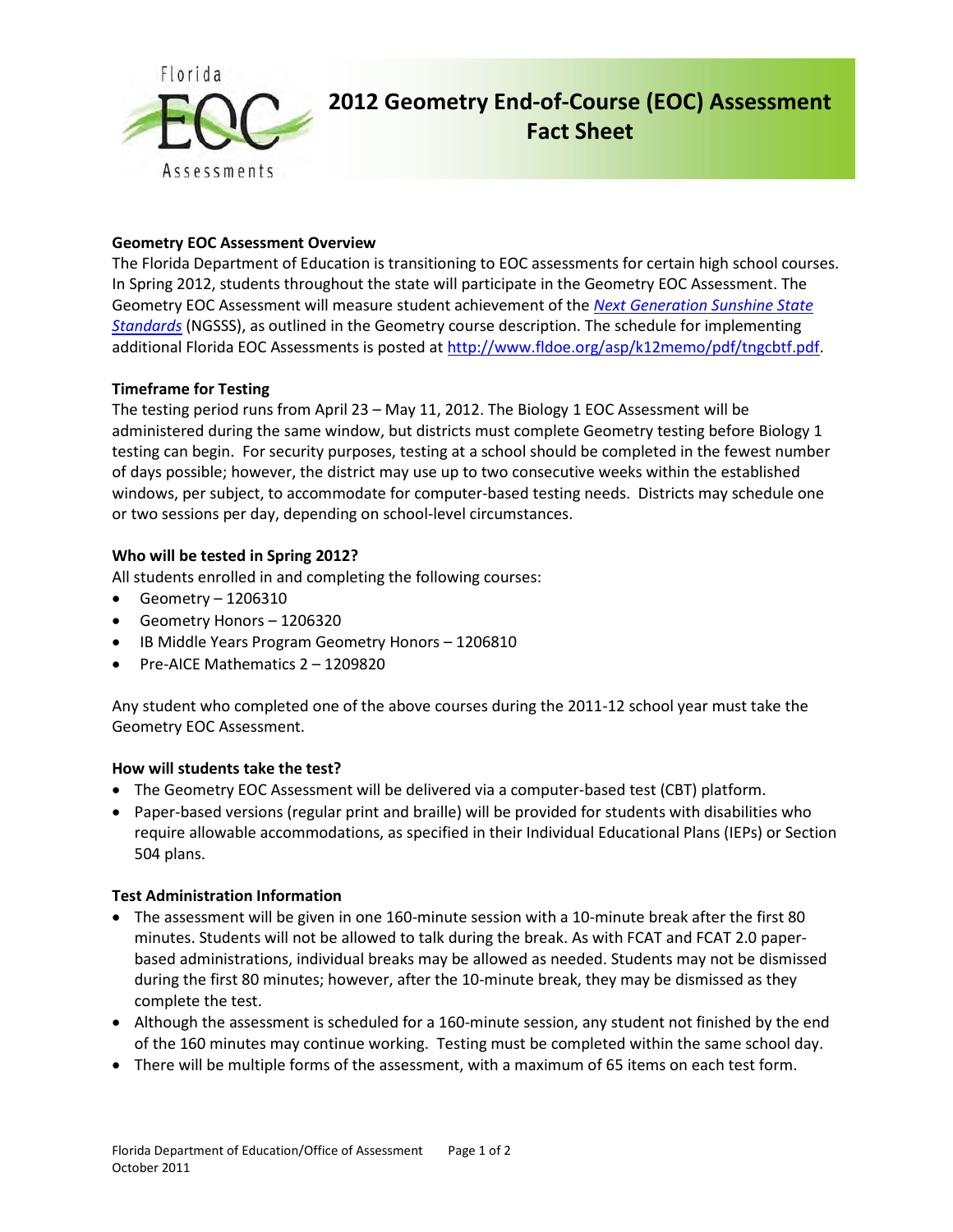# 2012 Geometry End-of-Course (EOC) Assessment Fact Sheet

### Geometry EOC Assessment Overview

The Florida Department of Education is transitioning to EOC assessments for certain high school courses. In Spring 2012, students throughout the state will participate in the Geometry EOC Assessment. The Geometry EOC Assessment will measure student achievement of the *Next Generation Sunshine State Standards* (NGSSS), as outlined in the Geometry course description. The schedule for implementing additional Florida EOC Assessments is posted at http://www.fldoe.org/asp/k12memo/pdf/tngcbtf.pdf.

### Timeframe for Testing

The testing period runs from April 23 – May 11, 2012. The Biology 1 EOC Assessment will be administered during the same window, but districts must complete Geometry testing before Biology 1 testing can begin. For security purposes, testing at a school should be completed in the fewest number of days possible; however, the district may use up to two consecutive weeks within the established windows, per subject, to accommodate for computer-based testing needs. Districts may schedule one or two sessions per day, depending on school-level circumstances.

### Who will be tested in Spring 2012?

All students enrolled in and completing the following courses:

- Geometry – 1206310
- Geometry Honors – 1206320
- IB Middle Years Program Geometry Honors – 1206810
- Pre-AICE Mathematics 2 – 1209820

Any student who completed one of the above courses during the 2011-12 school year must take the Geometry EOC Assessment.

### How will students take the test?

- The Geometry EOC Assessment will be delivered via a computer-based test (CBT) platform.
- Paper-based versions (regular print and braille) will be provided for students with disabilities who require allowable accommodations, as specified in their Individual Educational Plans (IEPs) or Section 504 plans.

### Test Administration Information

- The assessment will be given in one 160-minute session with a 10-minute break after the first 80 minutes. Students will not be allowed to talk during the break. As with FCAT and FCAT 2.0 paper-based administrations, individual breaks may be allowed as needed. Students may not be dismissed during the first 80 minutes; however, after the 10-minute break, they may be dismissed as they complete the test.
- Although the assessment is scheduled for a 160-minute session, any student not finished by the end of the 160 minutes may continue working. Testing must be completed within the same school day.
- There will be multiple forms of the assessment, with a maximum of 65 items on each test form.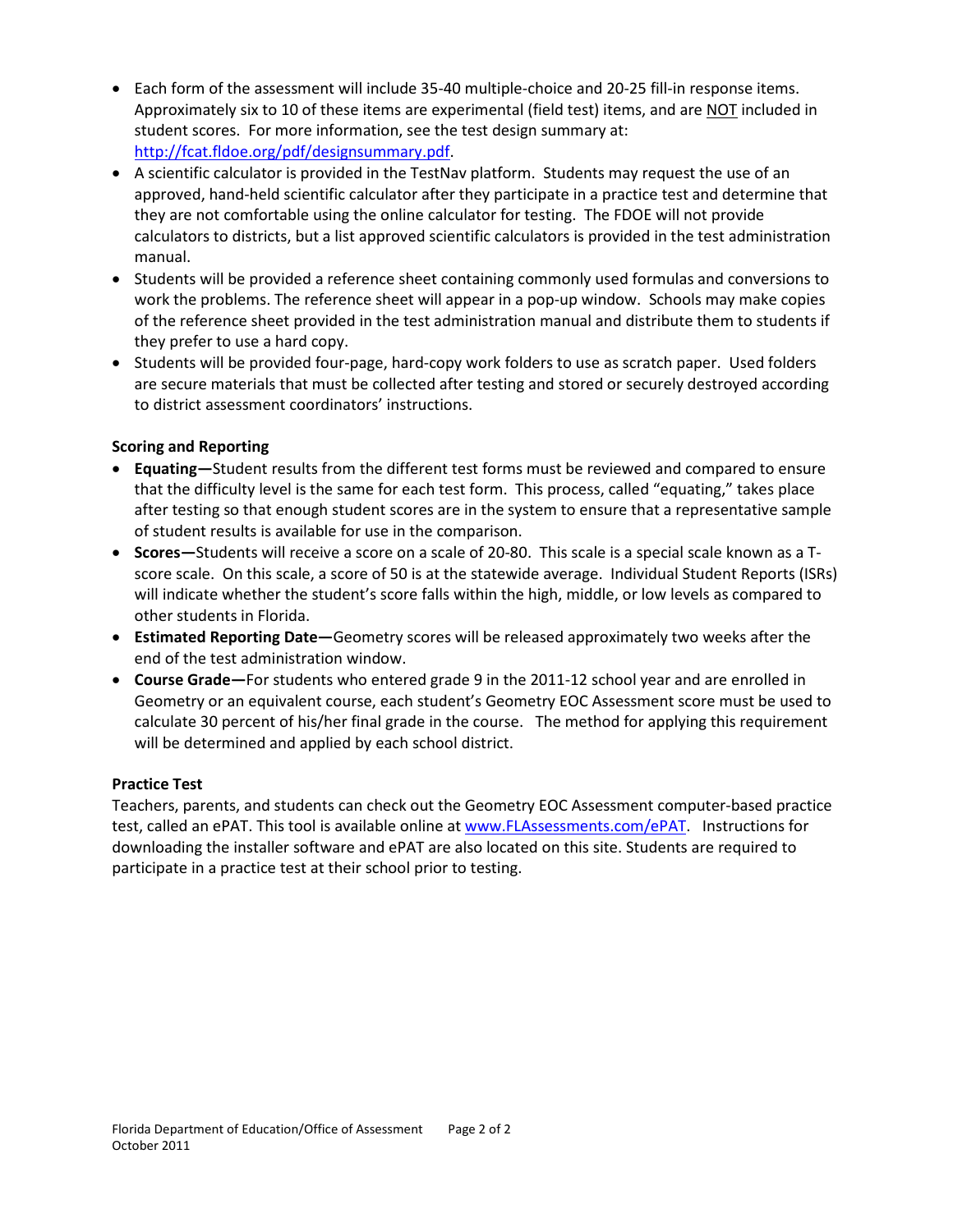- Each form of the assessment will include 35-40 multiple-choice and 20-25 fill-in response items. Approximately six to 10 of these items are experimental (field test) items, and are NOT included in student scores. For more information, see the test design summary at: [http://fcat.fldoe.org/pdf/designsummary.pdf](http://fcat.fldoe.org/pdf/designsummary.pdf).
- A scientific calculator is provided in the TestNav platform. Students may request the use of an approved, hand-held scientific calculator after they participate in a practice test and determine that they are not comfortable using the online calculator for testing. The FDOE will not provide calculators to districts, but a list approved scientific calculators is provided in the test administration manual.
- Students will be provided a reference sheet containing commonly used formulas and conversions to work the problems. The reference sheet will appear in a pop-up window. Schools may make copies of the reference sheet provided in the test administration manual and distribute them to students if they prefer to use a hard copy.
- Students will be provided four-page, hard-copy work folders to use as scratch paper. Used folders are secure materials that must be collected after testing and stored or securely destroyed according to district assessment coordinators' instructions.

**Scoring and Reporting**

- **Equating—**Student results from the different test forms must be reviewed and compared to ensure that the difficulty level is the same for each test form. This process, called "equating," takes place after testing so that enough student scores are in the system to ensure that a representative sample of student results is available for use in the comparison.
- **Scores—**Students will receive a score on a scale of 20-80. This scale is a special scale known as a T-score scale. On this scale, a score of 50 is at the statewide average. Individual Student Reports (ISRs) will indicate whether the student's score falls within the high, middle, or low levels as compared to other students in Florida.
- **Estimated Reporting Date—**Geometry scores will be released approximately two weeks after the end of the test administration window.
- **Course Grade—**For students who entered grade 9 in the 2011-12 school year and are enrolled in Geometry or an equivalent course, each student's Geometry EOC Assessment score must be used to calculate 30 percent of his/her final grade in the course. The method for applying this requirement will be determined and applied by each school district.

**Practice Test**

Teachers, parents, and students can check out the Geometry EOC Assessment computer-based practice test, called an ePAT. This tool is available online at [www.FLAssessments.com/ePAT](http://www.FLAssessments.com/ePAT). Instructions for downloading the installer software and ePAT are also located on this site. Students are required to participate in a practice test at their school prior to testing.